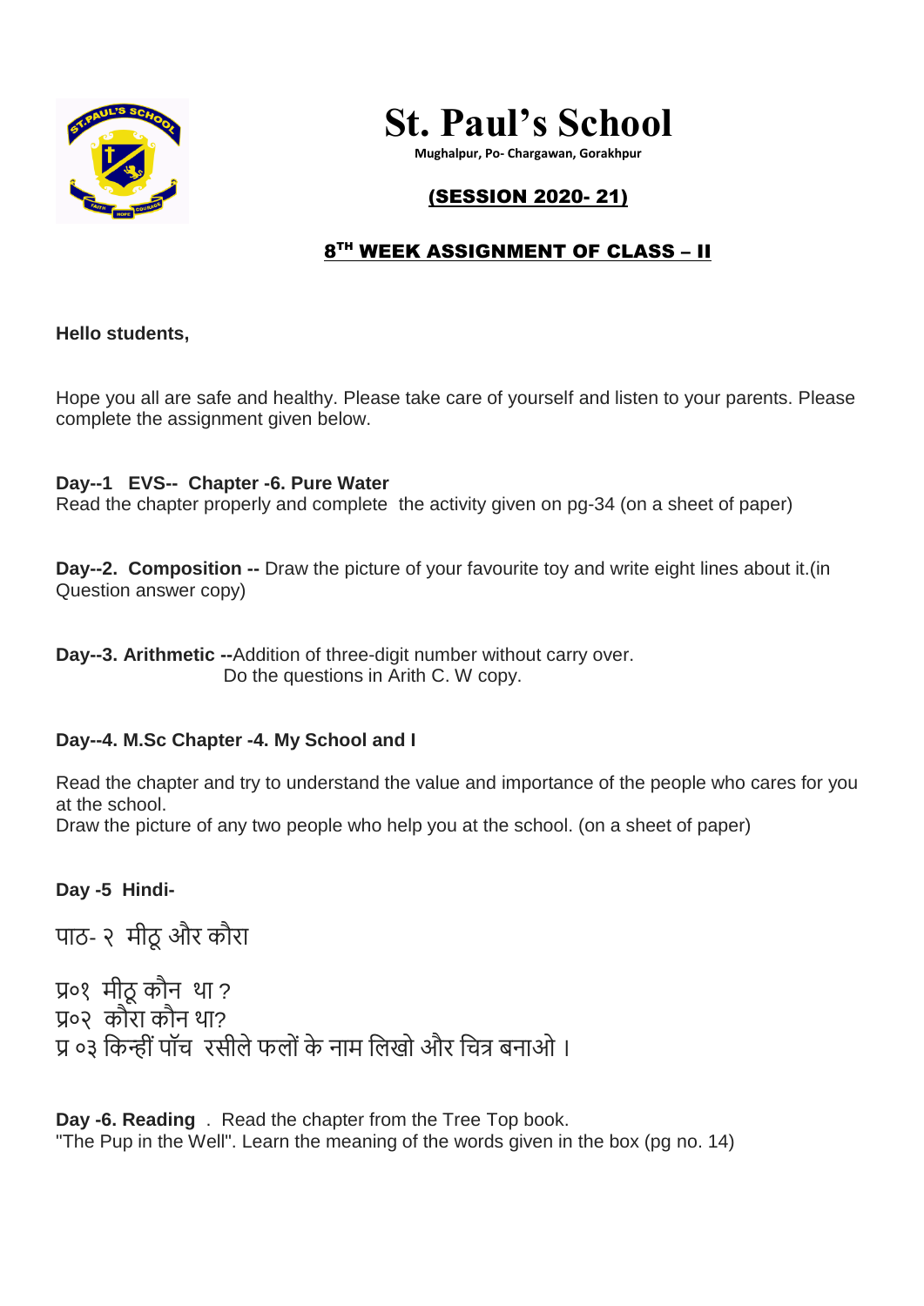# St. Paul's School

**Mughalpur, Po- Chargawan, Gorakhpur**

## (SESSION 2020- 21)

## 8TH WEEK ASSIGNMENT OF CLASS – II

**Hello students,**

Hope you all are safe and healthy. Please take care of yourself and listen to your parents. Please complete the assignment given below.

**Day--1 EVS-- Chapter -6. Pure Water**
Read the chapter properly and complete the activity given on pg-34 (on a sheet of paper)

**Day--2. Composition --** Draw the picture of your favourite toy and write eight lines about it.(in Question answer copy)

**Day--3. Arithmetic --**Addition of three-digit number without carry over.
Do the questions in Arith C. W copy.

**Day--4. M.Sc Chapter -4. My School and I**

Read the chapter and try to understand the value and importance of the people who cares for you at the school.
Draw the picture of any two people who help you at the school. (on a sheet of paper)

**Day -5 Hindi-**

पाठ- २ मीठू और कौरा

प्र०१ मीठू कौन था ?
प्र०२ कौरा कौन था?
प्र ०३ किन्हीं पॉच रसीले फलों के नाम लिखो और चित्र बनाओ ।

**Day -6. Reading** . Read the chapter from the Tree Top book.
"The Pup in the Well". Learn the meaning of the words given in the box (pg no. 14)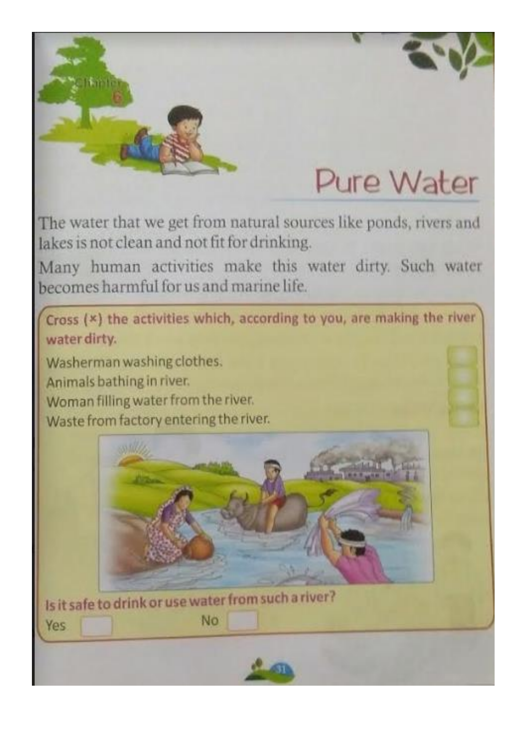Chapter 6

# Pure Water

The water that we get from natural sources like ponds, rivers and lakes is not clean and not fit for drinking.

Many human activities make this water dirty. Such water becomes harmful for us and marine life.

**Cross (×) the activities which, according to you, are making the river water dirty.**

Washerman washing clothes. ☐

Animals bathing in river. ☐

Woman filling water from the river. ☐

Waste from factory entering the river. ☐

**Is it safe to drink or use water from such a river?**

Yes ☐ No ☐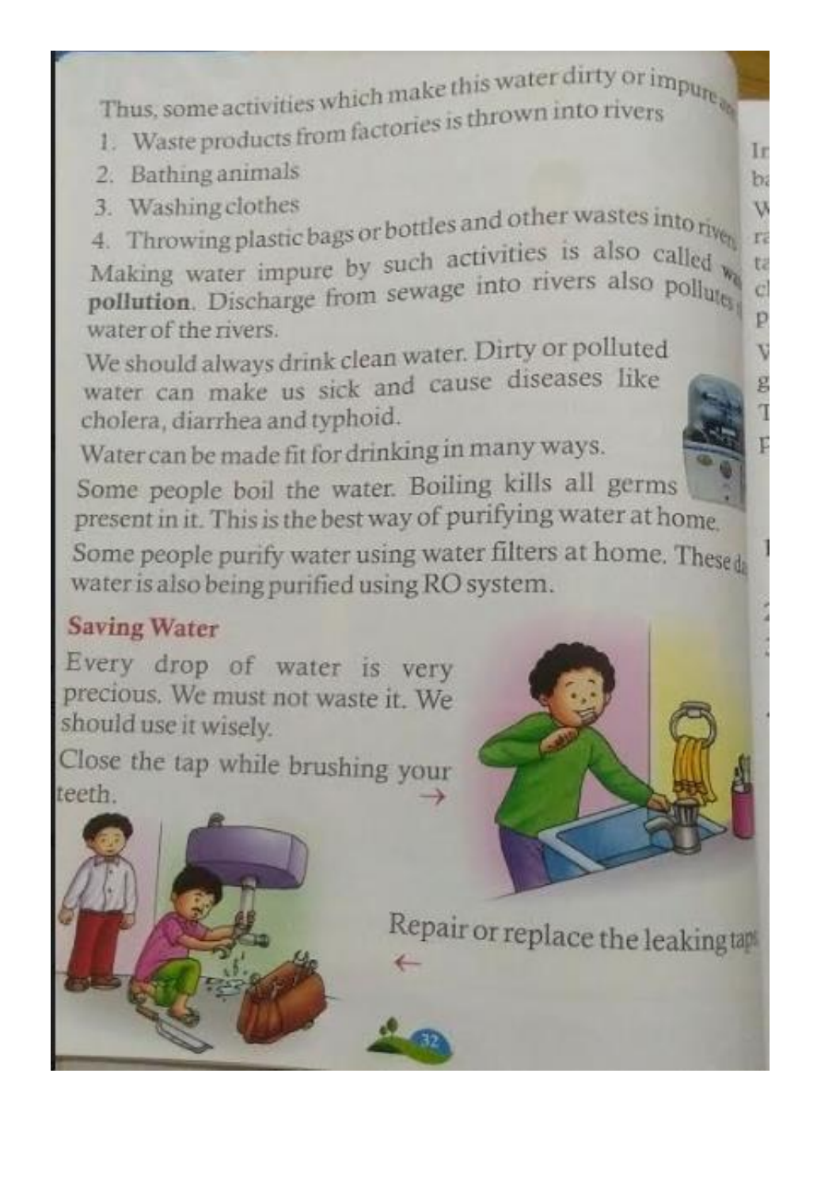Thus, some activities which make this water dirty or impure are

1. Waste products from factories is thrown into rivers
2. Bathing animals
3. Washing clothes
4. Throwing plastic bags or bottles and other wastes into rivers

Making water impure by such activities is also called water **pollution**. Discharge from sewage into rivers also pollutes the water of the rivers.

We should always drink clean water. Dirty or polluted water can make us sick and cause diseases like cholera, diarrhea and typhoid.

Water can be made fit for drinking in many ways.

Some people boil the water. Boiling kills all germs present in it. This is the best way of purifying water at home.

Some people purify water using water filters at home. These days water is also being purified using RO system.

## Saving Water

Every drop of water is very precious. We must not waste it. We should use it wisely.

Close the tap while brushing your teeth. →

Repair or replace the leaking taps. ←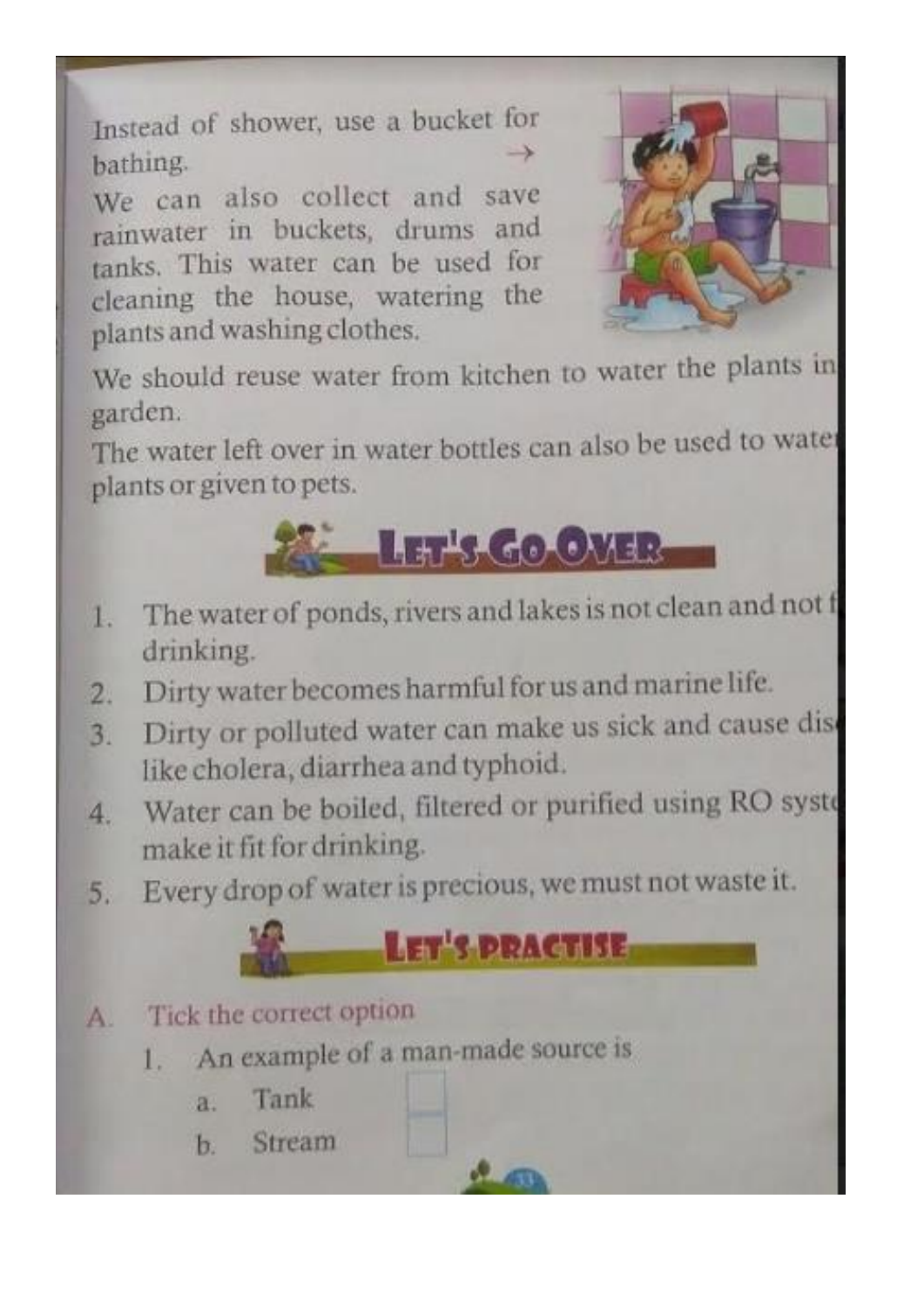Instead of shower, use a bucket for bathing. →

We can also collect and save rainwater in buckets, drums and tanks. This water can be used for cleaning the house, watering the plants and washing clothes.

We should reuse water from kitchen to water the plants in garden.

The water left over in water bottles can also be used to water plants or given to pets.

## LET'S GO OVER

1. The water of ponds, rivers and lakes is not clean and not f drinking.
2. Dirty water becomes harmful for us and marine life.
3. Dirty or polluted water can make us sick and cause dis like cholera, diarrhea and typhoid.
4. Water can be boiled, filtered or purified using RO syst make it fit for drinking.
5. Every drop of water is precious, we must not waste it.

## LET'S PRACTISE

A. Tick the correct option

1. An example of a man-made source is
   - a. Tank ☐
   - b. Stream ☐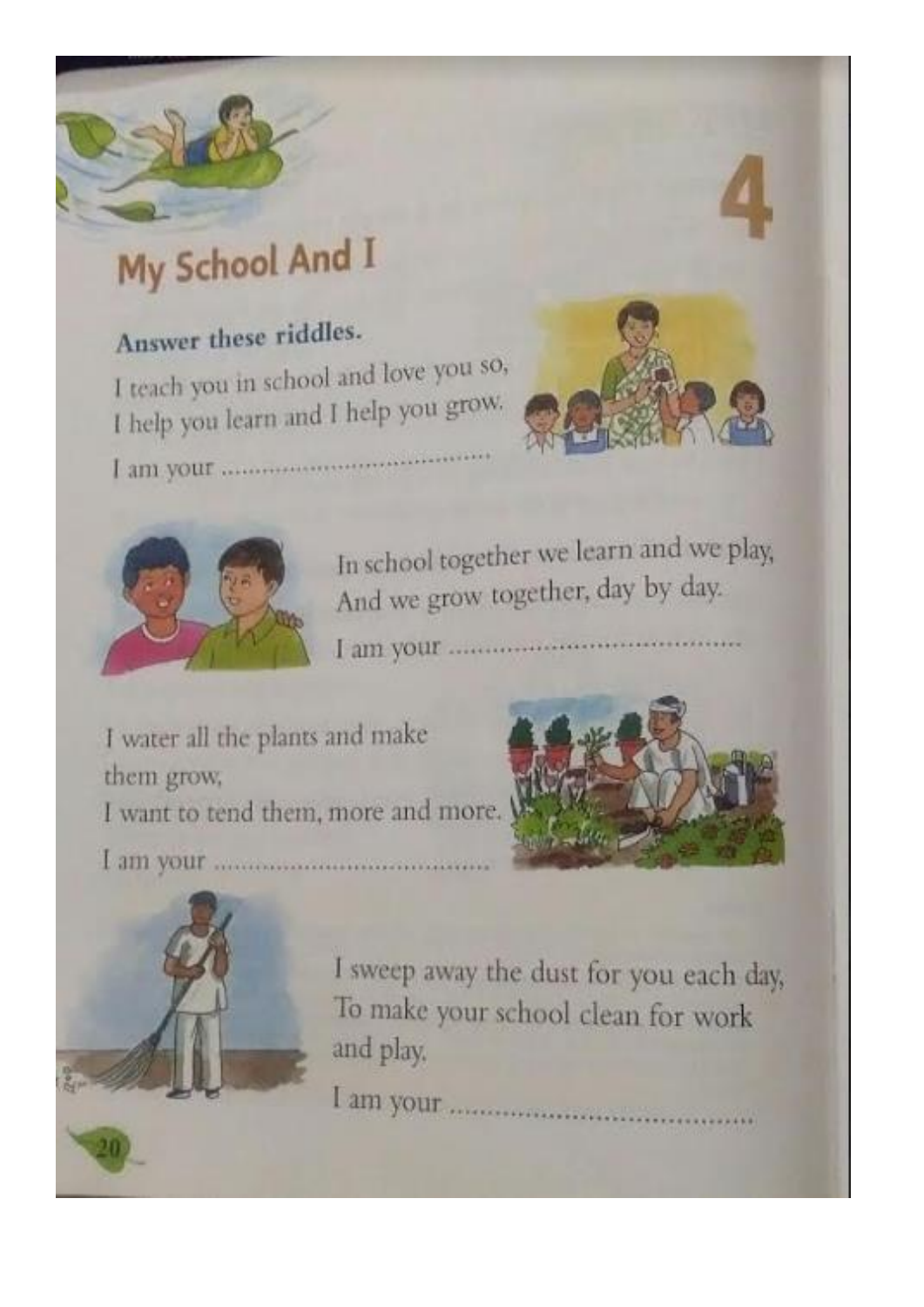4

# My School And I

## Answer these riddles.

I teach you in school and love you so,
I help you learn and I help you grow.
I am your ..................................

In school together we learn and we play,
And we grow together, day by day.
I am your ..................................

I water all the plants and make them grow,
I want to tend them, more and more.
I am your ..................................

I sweep away the dust for you each day,
To make your school clean for work and play.
I am your ..................................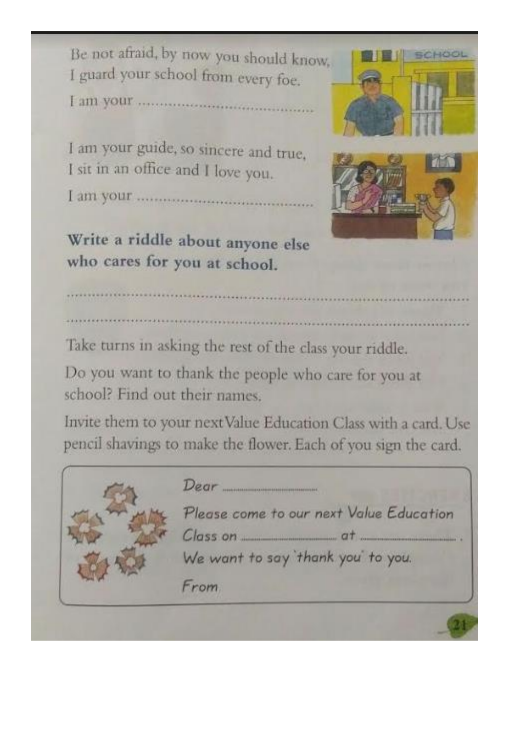Be not afraid, by now you should know,
I guard your school from every foe.
I am your ..........................................

I am your guide, so sincere and true,
I sit in an office and I love you.
I am your ..........................................

**Write a riddle about anyone else who cares for you at school.**

..........................................................................................

..........................................................................................

Take turns in asking the rest of the class your riddle.

Do you want to thank the people who care for you at school? Find out their names.

Invite them to your next Value Education Class with a card. Use pencil shavings to make the flower. Each of you sign the card.

*Dear ....................*

*Please come to our next Value Education Class on .................... at .................... .*

*We want to say 'thank you' to you.*

*From*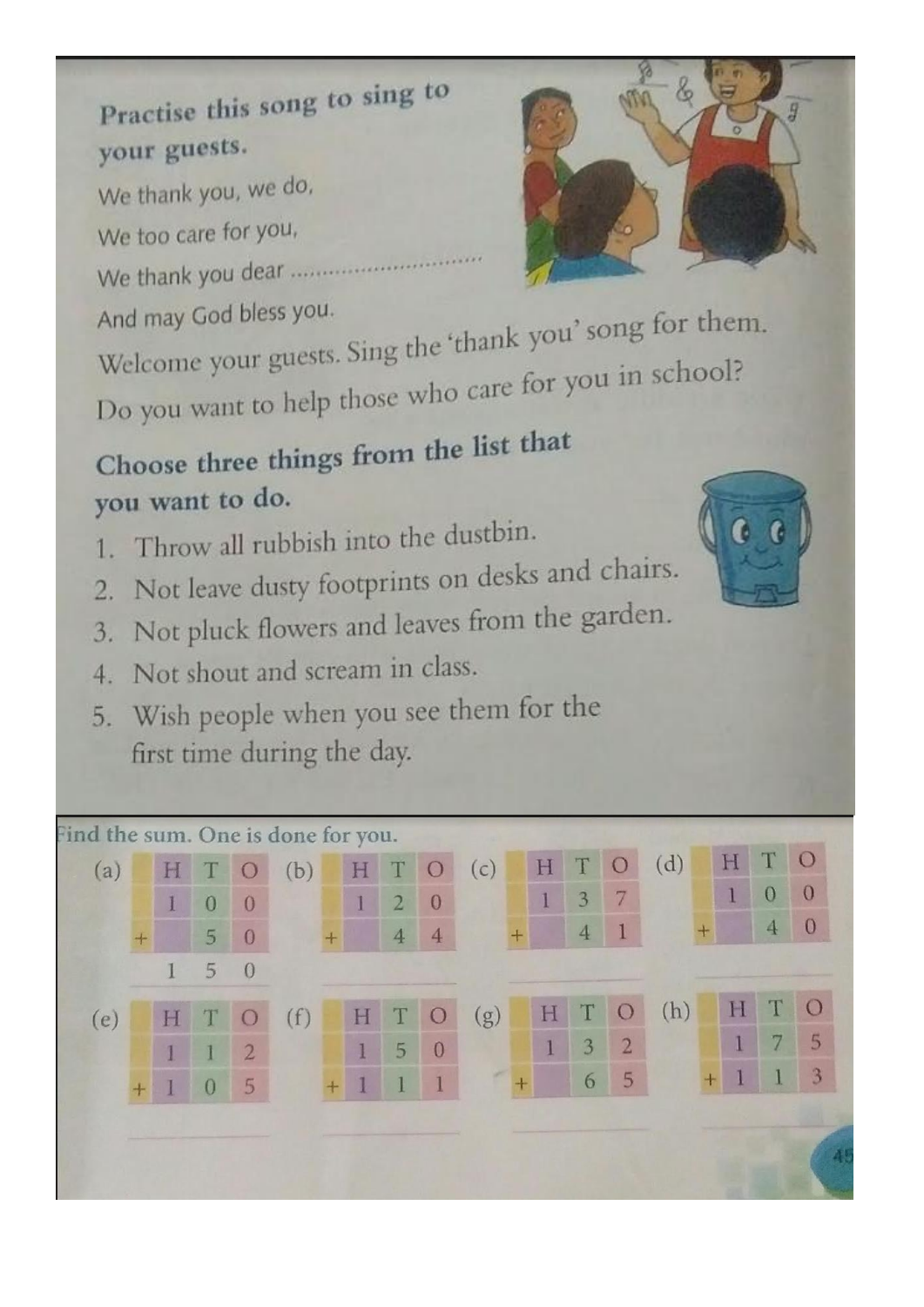**Practise this song to sing to your guests.**

We thank you, we do,
We too care for you,
We thank you dear ..........................
And may God bless you.

Welcome your guests. Sing the 'thank you' song for them.
Do you want to help those who care for you in school?

**Choose three things from the list that you want to do.**

1. Throw all rubbish into the dustbin.
2. Not leave dusty footprints on desks and chairs.
3. Not pluck flowers and leaves from the garden.
4. Not shout and scream in class.
5. Wish people when you see them for the first time during the day.

Find the sum. One is done for you.

(a)

| | H | T | O |
|---|---|---|---|
| | 1 | 0 | 0 |
| + | | 5 | 0 |
| | 1 | 5 | 0 |

(b)

| | H | T | O |
|---|---|---|---|
| | 1 | 2 | 0 |
| + | | 4 | 4 |

(c)

| | H | T | O |
|---|---|---|---|
| | 1 | 3 | 7 |
| + | | 4 | 1 |

(d)

| | H | T | O |
|---|---|---|---|
| | 1 | 0 | 0 |
| + | | 4 | 0 |

(e)

| | H | T | O |
|---|---|---|---|
| | 1 | 1 | 2 |
| + | 1 | 0 | 5 |

(f)

| | H | T | O |
|---|---|---|---|
| | 1 | 5 | 0 |
| + | 1 | 1 | 1 |

(g)

| | H | T | O |
|---|---|---|---|
| | 1 | 3 | 2 |
| + | | 6 | 5 |

(h)

| | H | T | O |
|---|---|---|---|
| | 1 | 7 | 5 |
| + | 1 | 1 | 3 |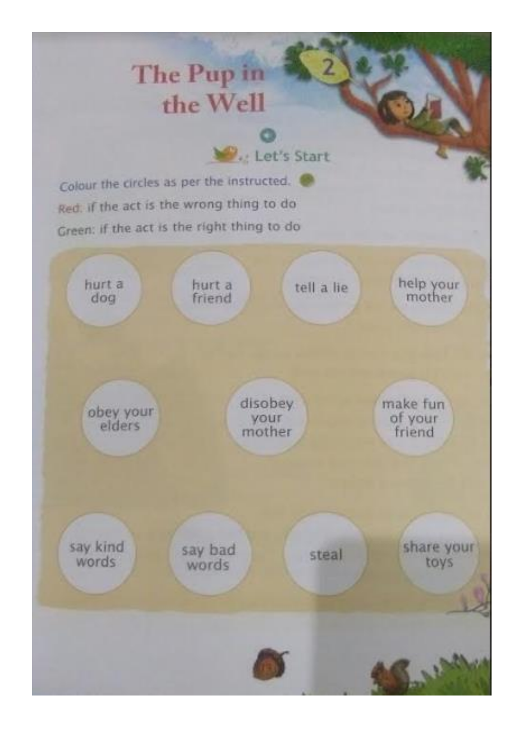# The Pup in the Well

2

## Let's Start

Colour the circles as per the instructed.

Red: if the act is the wrong thing to do

Green: if the act is the right thing to do

hurt a dog

hurt a friend

tell a lie

help your mother

obey your elders

disobey your mother

make fun of your friend

say kind words

say bad words

steal

share your toys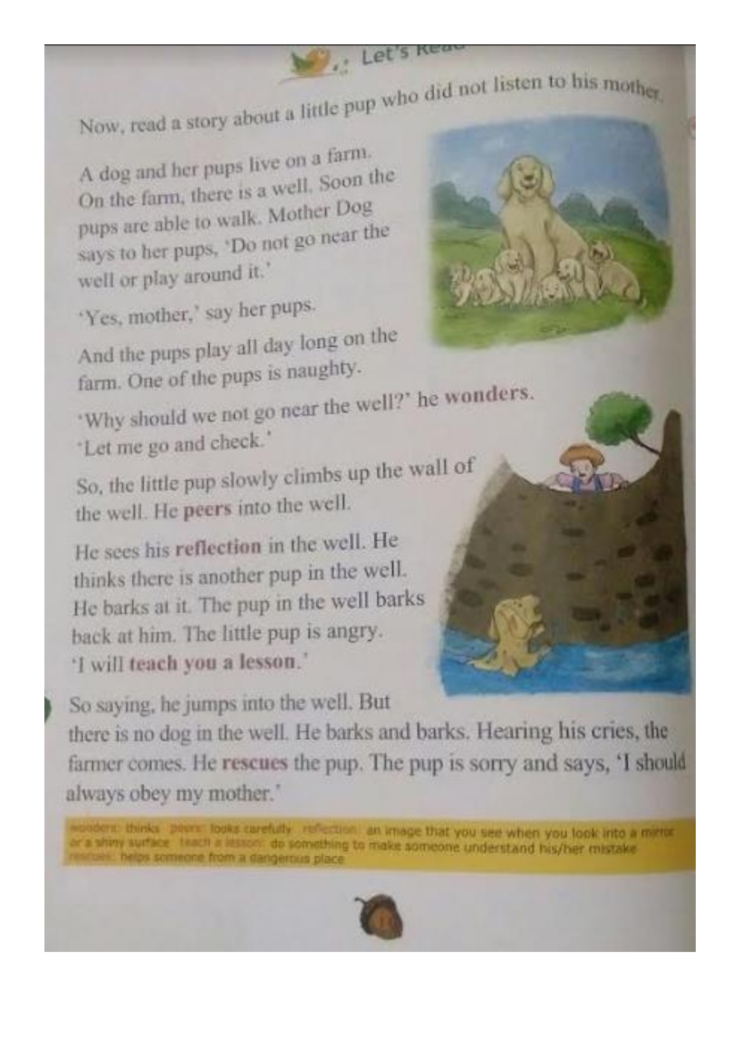## Let's Read

Now, read a story about a little pup who did not listen to his mother.

A dog and her pups live on a farm. On the farm, there is a well. Soon the pups are able to walk. Mother Dog says to her pups, 'Do not go near the well or play around it.'

'Yes, mother,' say her pups.

And the pups play all day long on the farm. One of the pups is naughty.

'Why should we not go near the well?' he **wonders**. 'Let me go and check.'

So, the little pup slowly climbs up the wall of the well. He **peers** into the well.

He sees his **reflection** in the well. He thinks there is another pup in the well. He barks at it. The pup in the well barks back at him. The little pup is angry. 'I will **teach you a lesson**.'

So saying, he jumps into the well. But there is no dog in the well. He barks and barks. Hearing his cries, the farmer comes. He **rescues** the pup. The pup is sorry and says, 'I should always obey my mother.'

wonders: thinks peers: looks carefully reflection: an image that you see when you look into a mirror or a shiny surface teach a lesson: do something to make someone understand his/her mistake rescues: helps someone from a dangerous place